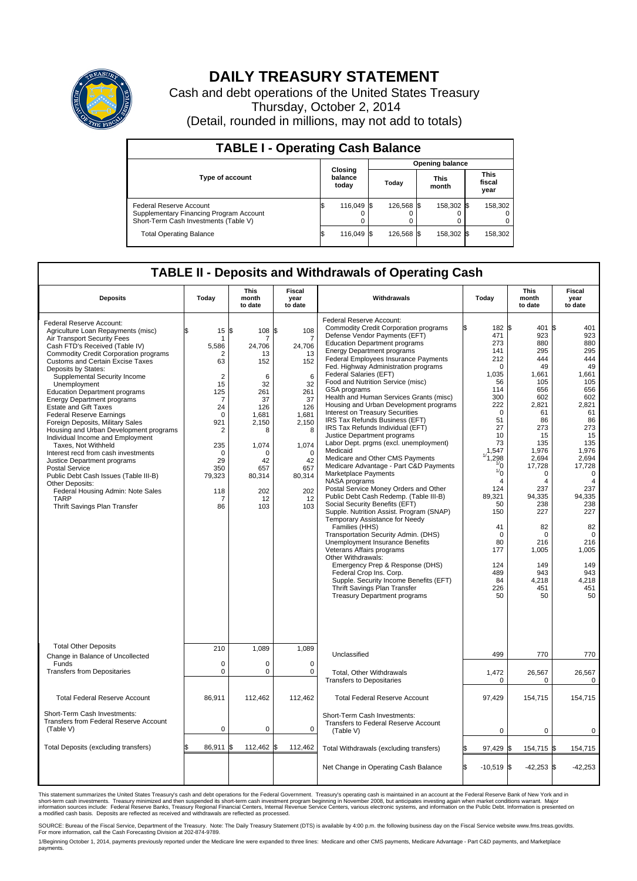# DAILY TREASURY STATEMENT

Cash and debt operations of the United States Treasury

Thursday, October 2, 2014

(Detail, rounded in millions, may not add to totals)

## TABLE I - Operating Cash Balance

| Type of account | Closing balance today | Opening balance Today | Opening balance This month | Opening balance This fiscal year |
|---|---|---|---|---|
| Federal Reserve Account | $ 116,049 | $ 126,568 | $ 158,302 | $ 158,302 |
| Supplementary Financing Program Account | 0 | 0 | 0 | 0 |
| Short-Term Cash Investments (Table V) | 0 | 0 | 0 | 0 |
| Total Operating Balance | $ 116,049 | $ 126,568 | $ 158,302 | $ 158,302 |

## TABLE II - Deposits and Withdrawals of Operating Cash

| Deposits | Today | This month to date | Fiscal year to date |
|---|---|---|---|
| Federal Reserve Account: | | | |
| Agriculture Loan Repayments (misc) | $ 15 | $ 108 | $ 108 |
| Air Transport Security Fees | 1 | 7 | 7 |
| Cash FTD's Received (Table IV) | 5,586 | 24,706 | 24,706 |
| Commodity Credit Corporation programs | 2 | 13 | 13 |
| Customs and Certain Excise Taxes | 63 | 152 | 152 |
| Deposits by States: | | | |
| Supplemental Security Income | 2 | 6 | 6 |
| Unemployment | 15 | 32 | 32 |
| Education Department programs | 125 | 261 | 261 |
| Energy Department programs | 7 | 37 | 37 |
| Estate and Gift Taxes | 24 | 126 | 126 |
| Federal Reserve Earnings | 0 | 1,681 | 1,681 |
| Foreign Deposits, Military Sales | 921 | 2,150 | 2,150 |
| Housing and Urban Development programs | 2 | 8 | 8 |
| Individual Income and Employment Taxes, Not Withheld | 235 | 1,074 | 1,074 |
| Interest recd from cash investments | 0 | 0 | 0 |
| Justice Department programs | 29 | 42 | 42 |
| Postal Service | 350 | 657 | 657 |
| Public Debt Cash Issues (Table III-B) | 79,323 | 80,314 | 80,314 |
| Other Deposits: | | | |
| Federal Housing Admin: Note Sales | 118 | 202 | 202 |
| TARP | 7 | 12 | 12 |
| Thrift Savings Plan Transfer | 86 | 103 | 103 |
| Total Other Deposits | 210 | 1,089 | 1,089 |
| Change in Balance of Uncollected Funds | 0 | 0 | 0 |
| Transfers from Depositaries | 0 | 0 | 0 |
| Total Federal Reserve Account | 86,911 | 112,462 | 112,462 |
| Short-Term Cash Investments: Transfers from Federal Reserve Account (Table V) | 0 | 0 | 0 |
| Total Deposits (excluding transfers) | $ 86,911 | $ 112,462 | $ 112,462 |

| Withdrawals | Today | This month to date | Fiscal year to date |
|---|---|---|---|
| Federal Reserve Account: | | | |
| Commodity Credit Corporation programs | $ 182 | $ 401 | $ 401 |
| Defense Vendor Payments (EFT) | 471 | 923 | 923 |
| Education Department programs | 273 | 880 | 880 |
| Energy Department programs | 141 | 295 | 295 |
| Federal Employees Insurance Payments | 212 | 444 | 444 |
| Fed. Highway Administration programs | 0 | 49 | 49 |
| Federal Salaries (EFT) | 1,035 | 1,661 | 1,661 |
| Food and Nutrition Service (misc) | 56 | 105 | 105 |
| GSA programs | 114 | 656 | 656 |
| Health and Human Services Grants (misc) | 300 | 602 | 602 |
| Housing and Urban Development programs | 222 | 2,821 | 2,821 |
| Interest on Treasury Securities | 0 | 61 | 61 |
| IRS Tax Refunds Business (EFT) | 51 | 86 | 86 |
| IRS Tax Refunds Individual (EFT) | 27 | 273 | 273 |
| Justice Department programs | 10 | 15 | 15 |
| Labor Dept. prgms (excl. unemployment) | 73 | 135 | 135 |
| Medicaid | 1,547 | 1,976 | 1,976 |
| Medicare and Other CMS Payments | 1/ 1,298 | 2,694 | 2,694 |
| Medicare Advantage - Part C&D Payments | 1/ 0 | 17,728 | 17,728 |
| Marketplace Payments | 1/ 0 | 0 | 0 |
| NASA programs | 4 | 4 | 4 |
| Postal Service Money Orders and Other | 124 | 237 | 237 |
| Public Debt Cash Redemp. (Table III-B) | 89,321 | 94,335 | 94,335 |
| Social Security Benefits (EFT) | 50 | 238 | 238 |
| Supple. Nutrition Assist. Program (SNAP) | 150 | 227 | 227 |
| Temporary Assistance for Needy Families (HHS) | 41 | 82 | 82 |
| Transportation Security Admin. (DHS) | 0 | 0 | 0 |
| Unemployment Insurance Benefits | 80 | 216 | 216 |
| Veterans Affairs programs | 177 | 1,005 | 1,005 |
| Other Withdrawals: | | | |
| Emergency Prep & Response (DHS) | 124 | 149 | 149 |
| Federal Crop Ins. Corp. | 489 | 943 | 943 |
| Supple. Security Income Benefits (EFT) | 84 | 4,218 | 4,218 |
| Thrift Savings Plan Transfer | 226 | 451 | 451 |
| Treasury Department programs | 50 | 50 | 50 |
| Unclassified | 499 | 770 | 770 |
| Total, Other Withdrawals | 1,472 | 26,567 | 26,567 |
| Transfers to Depositaries | 0 | 0 | 0 |
| Total Federal Reserve Account | 97,429 | 154,715 | 154,715 |
| Short-Term Cash Investments: Transfers to Federal Reserve Account (Table V) | 0 | 0 | 0 |
| Total Withdrawals (excluding transfers) | $ 97,429 | $ 154,715 | $ 154,715 |
| Net Change in Operating Cash Balance | $ -10,519 | $ -42,253 | $ -42,253 |

This statement summarizes the United States Treasury's cash and debt operations for the Federal Government. Treasury's operating cash is maintained in an account at the Federal Reserve Bank of New York and in short-term cash investments. Treasury minimized and then suspended its short-term cash investment program beginning in November 2008, but anticipates investing again when market conditions warrant. Major information sources include: Federal Reserve Banks, Treasury Regional Financial Centers, Internal Revenue Service Centers, various electronic systems, and information on the Public Debt. Information is presented on a modified cash basis. Deposits are reflected as received and withdrawals are reflected as processed.

SOURCE: Bureau of the Fiscal Service, Department of the Treasury. Note: The Daily Treasury Statement (DTS) is available by 4:00 p.m. the following business day on the Fiscal Service website www.fms.treas.gov/dts. For more information, call the Cash Forecasting Division at 202-874-9789.

1/Beginning October 1, 2014, payments previously reported under the Medicare line were expanded to three lines: Medicare and other CMS payments, Medicare Advantage - Part C&D payments, and Marketplace payments.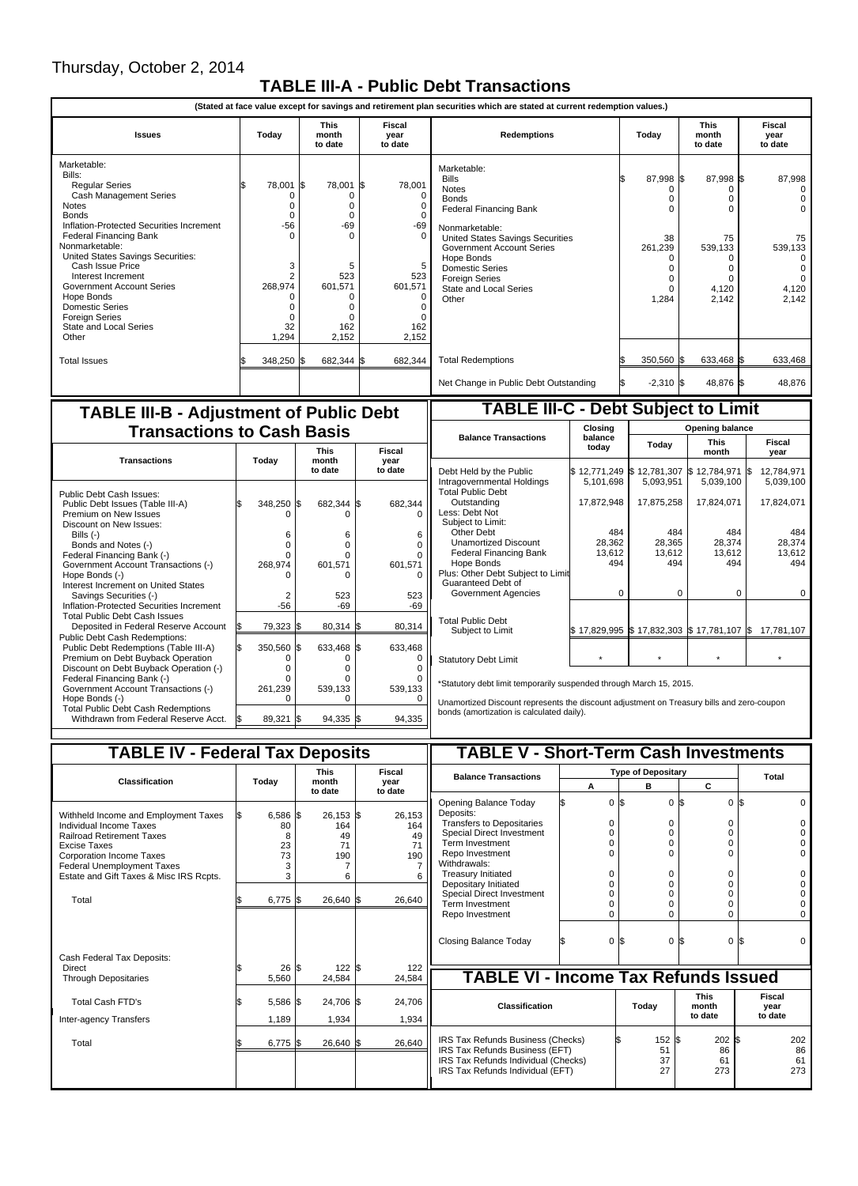Thursday, October 2, 2014

# TABLE III-A - Public Debt Transactions

(Stated at face value except for savings and retirement plan securities which are stated at current redemption values.)

| Issues | Today | This month to date | Fiscal year to date |
|---|---|---|---|
| Marketable: | | | |
| Bills: | | | |
| Regular Series | $ 78,001 | $ 78,001 | $ 78,001 |
| Cash Management Series | 0 | 0 | 0 |
| Notes | 0 | 0 | 0 |
| Bonds | 0 | 0 | 0 |
| Inflation-Protected Securities Increment | -56 | -69 | -69 |
| Federal Financing Bank | 0 | 0 | 0 |
| Nonmarketable: | | | |
| United States Savings Securities: | | | |
| Cash Issue Price | 3 | 5 | 5 |
| Interest Increment | 2 | 523 | 523 |
| Government Account Series | 268,974 | 601,571 | 601,571 |
| Hope Bonds | 0 | 0 | 0 |
| Domestic Series | 0 | 0 | 0 |
| Foreign Series | 0 | 0 | 0 |
| State and Local Series | 32 | 162 | 162 |
| Other | 1,294 | 2,152 | 2,152 |
| Total Issues | $ 348,250 | $ 682,344 | $ 682,344 |

| Redemptions | Today | This month to date | Fiscal year to date |
|---|---|---|---|
| Marketable: | | | |
| Bills | $ 87,998 | $ 87,998 | $ 87,998 |
| Notes | 0 | 0 | 0 |
| Bonds | 0 | 0 | 0 |
| Federal Financing Bank | 0 | 0 | 0 |
| Nonmarketable: | | | |
| United States Savings Securities | 38 | 75 | 75 |
| Government Account Series | 261,239 | 539,133 | 539,133 |
| Hope Bonds | 0 | 0 | 0 |
| Domestic Series | 0 | 0 | 0 |
| Foreign Series | 0 | 0 | 0 |
| State and Local Series | 0 | 4,120 | 4,120 |
| Other | 1,284 | 2,142 | 2,142 |
| Total Redemptions | $ 350,560 | $ 633,468 | $ 633,468 |
| Net Change in Public Debt Outstanding | $ -2,310 | $ 48,876 | $ 48,876 |

# TABLE III-B - Adjustment of Public Debt Transactions to Cash Basis

| Transactions | Today | This month to date | Fiscal year to date |
|---|---|---|---|
| Public Debt Cash Issues: | | | |
| Public Debt Issues (Table III-A) | $ 348,250 | $ 682,344 | $ 682,344 |
| Premium on New Issues | 0 | 0 | 0 |
| Discount on New Issues: | | | |
| Bills (-) | 6 | 6 | 6 |
| Bonds and Notes (-) | 0 | 0 | 0 |
| Federal Financing Bank (-) | 0 | 0 | 0 |
| Government Account Transactions (-) | 268,974 | 601,571 | 601,571 |
| Hope Bonds (-) | 0 | 0 | 0 |
| Interest Increment on United States Savings Securities (-) | 2 | 523 | 523 |
| Inflation-Protected Securities Increment | -56 | -69 | -69 |
| Total Public Debt Cash Issues Deposited in Federal Reserve Account | $ 79,323 | $ 80,314 | $ 80,314 |
| Public Debt Cash Redemptions: | | | |
| Public Debt Redemptions (Table III-A) | $ 350,560 | $ 633,468 | $ 633,468 |
| Premium on Debt Buyback Operation | 0 | 0 | 0 |
| Discount on Debt Buyback Operation (-) | 0 | 0 | 0 |
| Federal Financing Bank (-) | 0 | 0 | 0 |
| Government Account Transactions (-) | 261,239 | 539,133 | 539,133 |
| Hope Bonds (-) | 0 | 0 | 0 |
| Total Public Debt Cash Redemptions Withdrawn from Federal Reserve Acct. | $ 89,321 | $ 94,335 | $ 94,335 |

# TABLE III-C - Debt Subject to Limit

| Balance Transactions | Closing balance today | Opening balance Today | Opening balance This month | Opening balance Fiscal year |
|---|---|---|---|---|
| Debt Held by the Public | $ 12,771,249 | $ 12,781,307 | $ 12,784,971 | $ 12,784,971 |
| Intragovernmental Holdings | 5,101,698 | 5,093,951 | 5,039,100 | 5,039,100 |
| Total Public Debt Outstanding | 17,872,948 | 17,875,258 | 17,824,071 | 17,824,071 |
| Less: Debt Not Subject to Limit: | | | | |
| Other Debt | 484 | 484 | 484 | 484 |
| Unamortized Discount | 28,362 | 28,365 | 28,374 | 28,374 |
| Federal Financing Bank | 13,612 | 13,612 | 13,612 | 13,612 |
| Hope Bonds | 494 | 494 | 494 | 494 |
| Plus: Other Debt Subject to Limit | | | | |
| Guaranteed Debt of Government Agencies | 0 | 0 | 0 | 0 |
| Total Public Debt Subject to Limit | $ 17,829,995 | $ 17,832,303 | $ 17,781,107 | $ 17,781,107 |
| Statutory Debt Limit | * | * | * | * |

*Statutory debt limit temporarily suspended through March 15, 2015.

Unamortized Discount represents the discount adjustment on Treasury bills and zero-coupon bonds (amortization is calculated daily).

# TABLE IV - Federal Tax Deposits

| Classification | Today | This month to date | Fiscal year to date |
|---|---|---|---|
| Withheld Income and Employment Taxes | $ 6,586 | $ 26,153 | $ 26,153 |
| Individual Income Taxes | 80 | 164 | 164 |
| Railroad Retirement Taxes | 8 | 49 | 49 |
| Excise Taxes | 23 | 71 | 71 |
| Corporation Income Taxes | 73 | 190 | 190 |
| Federal Unemployment Taxes | 3 | 7 | 7 |
| Estate and Gift Taxes & Misc IRS Rcpts. | 3 | 6 | 6 |
| Total | $ 6,775 | $ 26,640 | $ 26,640 |
| Cash Federal Tax Deposits: | | | |
| Direct | $ 26 | $ 122 | $ 122 |
| Through Depositaries | 5,560 | 24,584 | 24,584 |
| Total Cash FTD's | $ 5,586 | $ 24,706 | $ 24,706 |
| Inter-agency Transfers | 1,189 | 1,934 | 1,934 |
| Total | $ 6,775 | $ 26,640 | $ 26,640 |

# TABLE V - Short-Term Cash Investments

| Balance Transactions | Type of Depositary A | Type of Depositary B | Type of Depositary C | Total |
|---|---|---|---|---|
| Opening Balance Today | $ 0 | $ 0 | $ 0 | $ 0 |
| Deposits: | | | | |
| Transfers to Depositaries | 0 | 0 | 0 | 0 |
| Special Direct Investment | 0 | 0 | 0 | 0 |
| Term Investment | 0 | 0 | 0 | 0 |
| Repo Investment | 0 | 0 | 0 | 0 |
| Withdrawals: | | | | |
| Treasury Initiated | 0 | 0 | 0 | 0 |
| Depositary Initiated | 0 | 0 | 0 | 0 |
| Special Direct Investment | 0 | 0 | 0 | 0 |
| Term Investment | 0 | 0 | 0 | 0 |
| Repo Investment | 0 | 0 | 0 | 0 |
| Closing Balance Today | $ 0 | $ 0 | $ 0 | $ 0 |

# TABLE VI - Income Tax Refunds Issued

| Classification | Today | This month to date | Fiscal year to date |
|---|---|---|---|
| IRS Tax Refunds Business (Checks) | $ 152 | $ 202 | $ 202 |
| IRS Tax Refunds Business (EFT) | 51 | 86 | 86 |
| IRS Tax Refunds Individual (Checks) | 37 | 61 | 61 |
| IRS Tax Refunds Individual (EFT) | 27 | 273 | 273 |